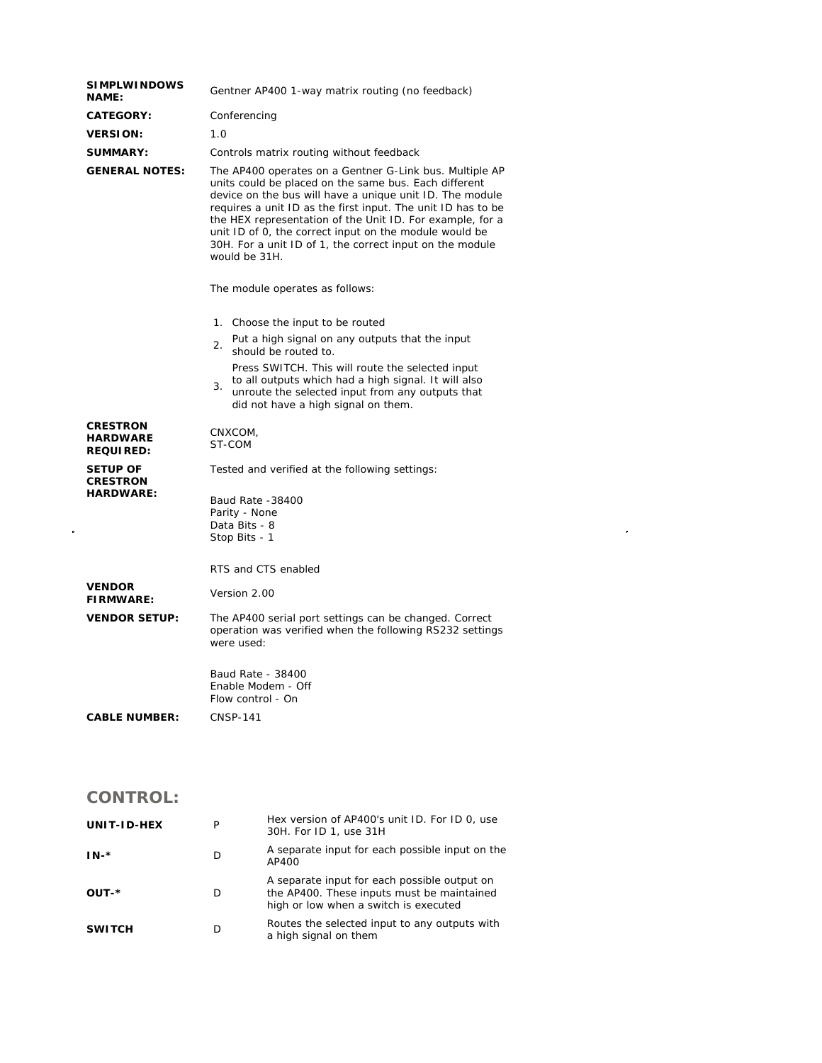| | |
|---|---|
| **SIMPLWINDOWS NAME:** | Gentner AP400 1-way matrix routing (no feedback) |
| **CATEGORY:** | Conferencing |
| **VERSION:** | 1.0 |
| **SUMMARY:** | Controls matrix routing without feedback |
| **GENERAL NOTES:** | The AP400 operates on a Gentner G-Link bus. Multiple AP units could be placed on the same bus. Each different device on the bus will have a unique unit ID. The module requires a unit ID as the first input. The unit ID has to be the HEX representation of the Unit ID. For example, for a unit ID of 0, the correct input on the module would be 30H. For a unit ID of 1, the correct input on the module would be 31H.<br><br>The module operates as follows:<br><br>1. Choose the input to be routed<br>2. Put a high signal on any outputs that the input should be routed to.<br>3. Press SWITCH. This will route the selected input to all outputs which had a high signal. It will also unroute the selected input from any outputs that did not have a high signal on them. |
| **CRESTRON HARDWARE REQUIRED:** | CNXCOM,<br>ST-COM |
| **SETUP OF CRESTRON HARDWARE:** | Tested and verified at the following settings:<br><br>Baud Rate -38400<br>Parity - None<br>Data Bits - 8<br>Stop Bits - 1<br><br>RTS and CTS enabled |
| **VENDOR FIRMWARE:** | Version 2.00 |
| **VENDOR SETUP:** | The AP400 serial port settings can be changed. Correct operation was verified when the following RS232 settings were used:<br><br>Baud Rate - 38400<br>Enable Modem - Off<br>Flow control - On |
| **CABLE NUMBER:** | CNSP-141 |

## CONTROL:

| | | |
|---|---|---|
| **UNIT-ID-HEX** | P | Hex version of AP400's unit ID. For ID 0, use 30H. For ID 1, use 31H |
| **IN-*** | D | A separate input for each possible input on the AP400 |
| **OUT-*** | D | A separate input for each possible output on the AP400. These inputs must be maintained high or low when a switch is executed |
| **SWITCH** | D | Routes the selected input to any outputs with a high signal on them |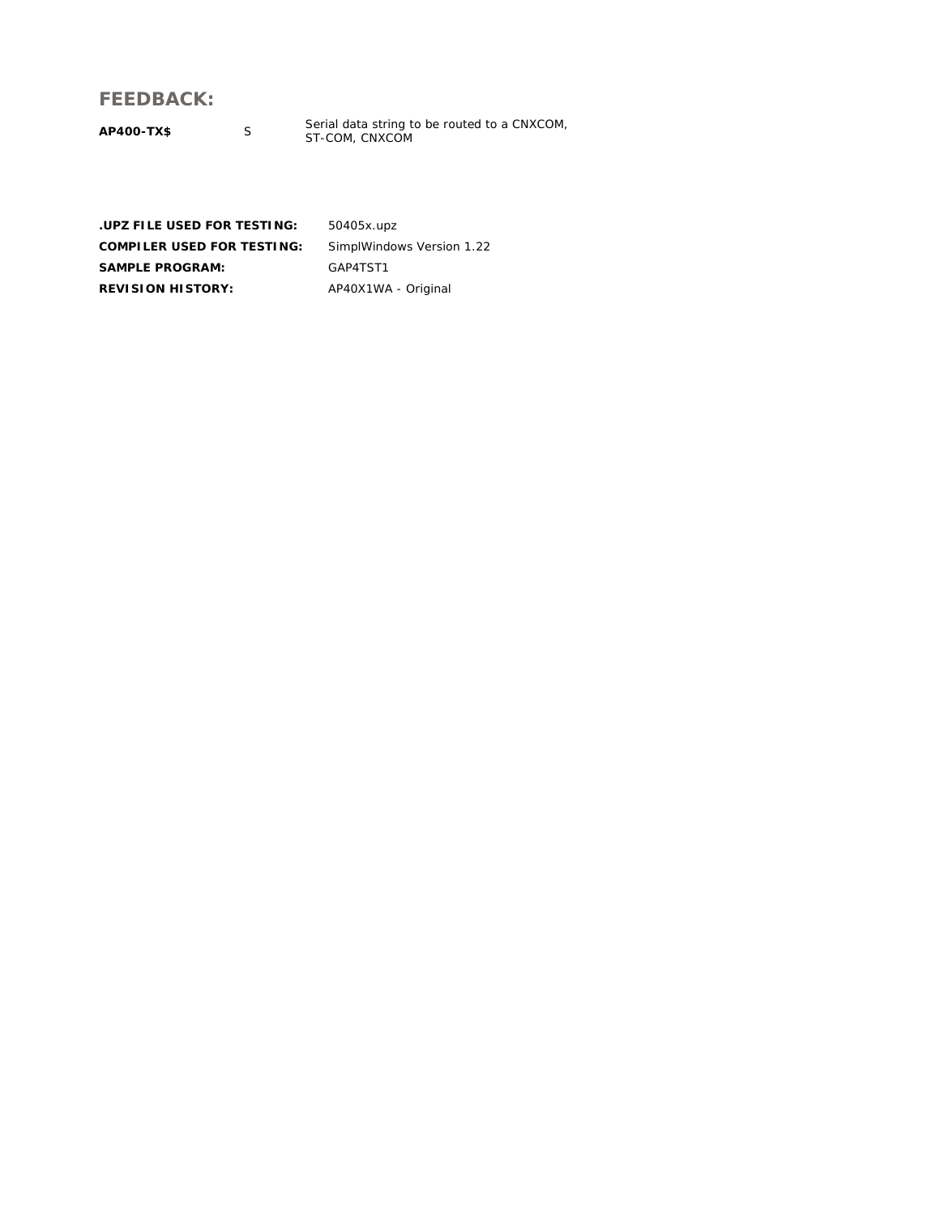## FEEDBACK:

| | | |
|---|---|---|
| **AP400-TX$** | S | Serial data string to be routed to a CNXCOM, ST-COM, CNXCOM |

| | |
|---|---|
| **.UPZ FILE USED FOR TESTING:** | 50405x.upz |
| **COMPILER USED FOR TESTING:** | SimplWindows Version 1.22 |
| **SAMPLE PROGRAM:** | GAP4TST1 |
| **REVISION HISTORY:** | AP40X1WA - Original |